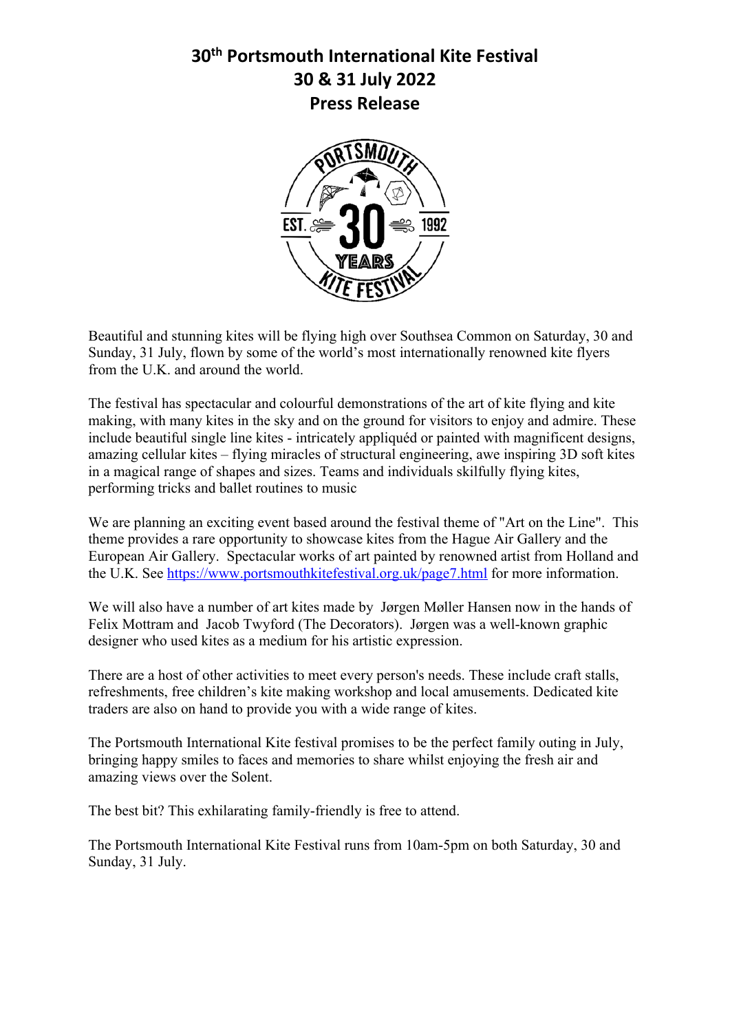# 30th Portsmouth International Kite Festival
# 30 & 31 July 2022
# Press Release

Beautiful and stunning kites will be flying high over Southsea Common on Saturday, 30 and Sunday, 31 July, flown by some of the world's most internationally renowned kite flyers from the U.K. and around the world.

The festival has spectacular and colourful demonstrations of the art of kite flying and kite making, with many kites in the sky and on the ground for visitors to enjoy and admire. These include beautiful single line kites - intricately appliquéd or painted with magnificent designs, amazing cellular kites – flying miracles of structural engineering, awe inspiring 3D soft kites in a magical range of shapes and sizes. Teams and individuals skilfully flying kites, performing tricks and ballet routines to music

We are planning an exciting event based around the festival theme of "Art on the Line". This theme provides a rare opportunity to showcase kites from the Hague Air Gallery and the European Air Gallery. Spectacular works of art painted by renowned artist from Holland and the U.K. See [https://www.portsmouthkitefestival.org.uk/page7.html](https://www.portsmouthkitefestival.org.uk/page7.html) for more information.

We will also have a number of art kites made by Jørgen Møller Hansen now in the hands of Felix Mottram and Jacob Twyford (The Decorators). Jørgen was a well-known graphic designer who used kites as a medium for his artistic expression.

There are a host of other activities to meet every person's needs. These include craft stalls, refreshments, free children's kite making workshop and local amusements. Dedicated kite traders are also on hand to provide you with a wide range of kites.

The Portsmouth International Kite festival promises to be the perfect family outing in July, bringing happy smiles to faces and memories to share whilst enjoying the fresh air and amazing views over the Solent.

The best bit? This exhilarating family-friendly is free to attend.

The Portsmouth International Kite Festival runs from 10am-5pm on both Saturday, 30 and Sunday, 31 July.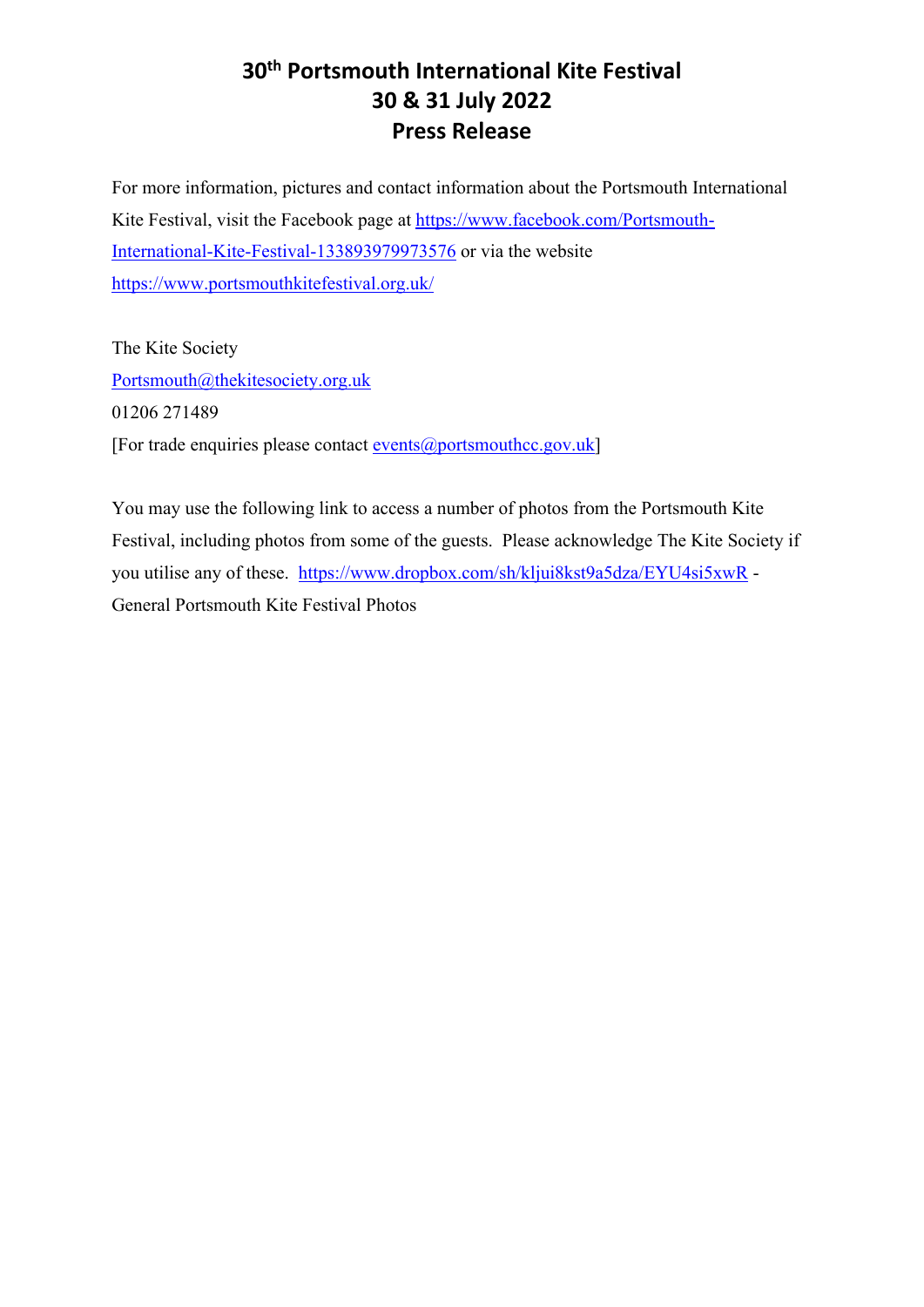# 30th Portsmouth International Kite Festival
# 30 & 31 July 2022
# Press Release

For more information, pictures and contact information about the Portsmouth International Kite Festival, visit the Facebook page at https://www.facebook.com/Portsmouth-International-Kite-Festival-133893979973576 or via the website https://www.portsmouthkitefestival.org.uk/

The Kite Society
Portsmouth@thekitesociety.org.uk
01206 271489
[For trade enquiries please contact events@portsmouthcc.gov.uk]

You may use the following link to access a number of photos from the Portsmouth Kite Festival, including photos from some of the guests. Please acknowledge The Kite Society if you utilise any of these. https://www.dropbox.com/sh/kljui8kst9a5dza/EYU4si5xwR - General Portsmouth Kite Festival Photos